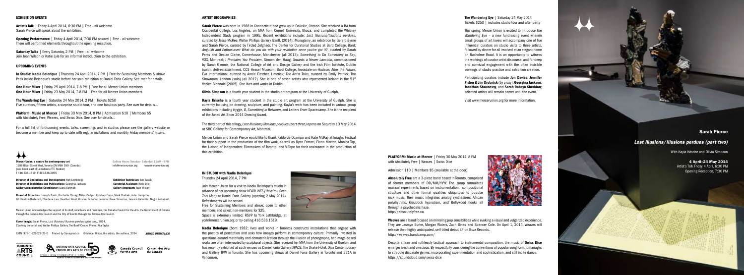## EXHIBITION EVENTS

**Artist's Talk** | Friday 4 April 2014, 6:30 PM | Free - all welcome
Sarah Pierce will speak about the exhibition.

**Opening Performance** | Friday 4 April 2014, 7:30 PM onward | Free - all welcome
There will performed elements throughout the opening reception.

**Saturday Talks** | Every Saturday, 2 PM | Free - all welcome
Join Joan Wilson or Katie Lyle for an informal introduction to the exhibition.

## UPCOMING EVENTS

**In Studio: Nadia Belerique** | Thursday 24 April 2014, 7 PM | Free for Sustaining Members & above
Peek inside Belerique's studio before her solo exhibition at Daniel Faria Gallery. See over for details...

**One Hour Mixer** | Friday 25 April 2014, 7-8 PM | Free for all Mercer Union members
**One Hour Mixer** | Friday 23 May 2014, 7-8 PM | Free for all Mercer Union members

**The Wandering Eye** | Saturday 24 May 2014, 2 PM | Tickets $250
Five curators, fifteen artists, a surprise studio tour, and one fabulous party. See over for details...

**Platform: Music at Mercer** | Friday 30 May 2014, 8 PM | Admission $10 | Members $5
with Absolutely Free, Weaves, and Swiss Dice. See over for details...

For a full list of forthcoming events, talks, screenings and in studios please see the gallery website or become a member and keep up to date with regular invitations and monthly Friday members' mixers.

**Mercer Union, a centre for contemporary art**
1286 Bloor Street West, Toronto ON M6H 1N9 (Canada)
(one block east of Lansdowne TTC Station)
T 416.536.1519 F 416.536.2955

Gallery Hours: Tuesday – Saturday, 11 AM – 6 PM
info@mercerunion.org www.mercerunion.org

**Director of Operations and Development:** York Lethbridge
**Director of Exhibitions and Publications:** Georgina Jackson
**Gallery Administrative Coordinator:** Liana Schmidt
**Exhibition Technician:** Jon Sasaki
**Curatorial Assistant:** Katie Lyle
**Gallery Attendant:** Joan Wilson

**Board of Directors:** Joseph Banh, Rochelle Chung, Miles Collyer, Lyndsey Cope, Mark Dudiak, John Hampton, Lili Huston-Herterich, Charlene Lau, Heather Nicol, Kristen Schaffer, Jennifer Rose Sciarrino, Jessica Vallentin, Negin Zebarjad

Mercer Union acknowledges the support of its staff, volunteers and members, the Canada Council for the Arts, the Government of Ontario through the Ontario Arts Council and the City of Toronto through the Toronto Arts Council.

**Cover Image:** Sarah Pierce, *Lost Illusions/Illusions perdues (part one)*, 2014. Courtesy the artist and Walter Phillips Gallery, The Banff Centre. Photo: Rita Taylor

ISBN 978-1-926627-25-0 Printed by Sonicprint.ca © Mercer Union, the artists, the authors, 2014

## ARTIST BIOGRAPHIES

**Sarah Pierce** was born in 1968 in Connecticut and grew up in Oakville, Ontario. She received a BA from Occidental College, Los Angeles; an MFA from Cornell University, Ithaca; and completed the Whitney Independent Study program in 1995. Recent exhibitions include: *Lost Illusions/Illusions perdues*, curated by Jesse McKee, Walter Phillips Gallery, Banff, (2014); *Monogamy*, an exhibition by Gerard Byrne and Sarah Pierce, curated by Tirdad Zolghadr, The Center for Curatorial Studies at Bard College, Bard; *Anguish and Enthusiasm: What do you do with your revolution once you've got it?*, curated by Sarah Perks and Declan Clarke, Cornerhouse, Manchester (all 2013); *Something to Do Something to Say*, VOX, Montreal; *I Proclaim, You Proclaim*, Stroom den Haag; *Towards a Newer Laocoön*, commissioned by Sarah Glennie, the National College of Art and Design Gallery and the Irish Film Institute, Dublin (solo); *Anti-establishment*, CCS Hessel Museum, Bard College, Annadale-on-Hudson; *After the Future*, Eva International, curated by Annie Fletcher, Limerick; *The Artist Talks*, curated by Emily Pethick, The Showroom, London (solo) (all 2012). She is one of seven artists who represented Ireland in the 51st Venice Biennale (2005). She lives and works in Dublin.

**Olivia Simpson** is a fourth year student in the studio art program at the University of Guelph.

**Kayla Krische** is a fourth year student in the studio art program at the University of Guelph. She is currently focusing on drawing, sculpture, and painting. Kayla's work has been included in various group exhibitions including *Hygge*, *O, Something in Between*, and *Letters From Spacecamp*. She is the recipient of the Juried Art Show 2014 Drawing Award.

The third part of this trilogy, *Lost Illusions/Illusions perdues (part three)* opens on Saturday 10 May 2014 at SBC Gallery for Contemporary Art, Montreal.

Mercer Union and Sarah Pierce would like to thank Pablo de Ocampo and Kate McKay at Images Festival for their support in the production of the film work, as well as Ryan Ferreri, Fiona Marron, Monica Tap, the Liaison of Independent Filmmakers of Toronto, and V-Tape for their assistance in the production of this exhibition.

## IN STUDIO with Nadia Belerique
Thursday 24 April 2014, 7 PM

Join Mercer Union for a visit to Nadia Belerique's studio in advance of her upcoming show *HEADLINES (Have You Seen This Man)* at Daniel Faria Gallery (opening 2 May 2014). Refreshments will be served.
Free for Sustaining Members and above; open to other members and select non-members for $25.
Space is extremely limited. RSVP to York Lethbridge, at york@mercerunion.org or by calling 416.536.1519

**Nadia Belerique** (born 1982; lives and works in Toronto) constructs installations that engage with the poetics of perception and asks how images perform in contemporary culture. Primarily invested in questions around materiality and dematerialization through the illusion of photographs, her image-based works are often interrupted by sculptural objects. She received her MFA from the University of Guelph, and has recently exhibited at such venues as Daniel Faria Gallery, XPACE, The Drake Hotel, Diaz Contemporary and Gallery TPW in Toronto. She has upcoming shows at Daniel Faria Gallery in Toronto and 221A in Vancouver.

**The Wandering Eye** | Saturday 24 May 2014
Tickets $250 | includes studio tour and after party

This spring, Mercer Union is excited to introduce *The Wandering Eye* – a new fundraising event wherein small groups of art lovers will accompany one of five influential curators on studio visits to three artists, followed by dinner for all involved at an elegant home on Rusholme Road. It is an opportunity to witness the workings of curator-artist discourse, and for deep and convivial engagement with the often invisible workings of studio practice and exhibition creation.

Participating curators include **Jon Davies**, **Jennifer Fisher & Jim Drobnick** (by proxy), **Georgina Jackson**, **Jonathan Shaunessy**, and **Sarah Robayo Sheridan**; selected artists will remain secret until the event.

Visit www.mercerunion.org for more information.

**PLATFORM: Music at Mercer** | Friday 30 May 2014, 8 PM
with Absolutely Free | Weaves | Swiss Dice

Admission $10 | Members $5 (available at the door)

**Absolutely Free** are a 3-piece band based in Toronto, comprised of former members of DD/MM/YYYY. The group formulates musical experiments based on instrumentation, compositional structure and other formal qualities ubiquitous to popular rock music. Their music integrates analog synthesizers, African polyrhythms, Krautrock hypnotism, and Bollywood hooks all through a psychedelic haze.
http://absolutelyfree.ca

**Weaves** are a band focused on mirroring pop sensibilities while evoking a visual and vulgarized experience. They are Jasmyn Burke, Morgan Waters, Zach Bines and Spencer Cole. On April 1, 2014, Weaves will release their highly anticipated, self-titled debut EP on Buzz Records.
http://weaves.bandcamp.com/

Despite a lean and ruthlessly tactical approach to instrumental composition, the music of **Swiss Dice** emerges fresh and vivacious. By respectfully considering the conventions of popular song form, it manages to straddle disparate genres, incorporating experimentation and sophistication, and still incite dance.
https://soundcloud.com/swiss-dice

**Sarah Pierce**

*Lost Illusions/Illusions perdues (part two)*

With Kayla Krische and Olivia Simpson

**4 April–24 May 2014**
Artist's Talk Friday 4 April, 6:30 PM
Opening Reception, 7:30 PM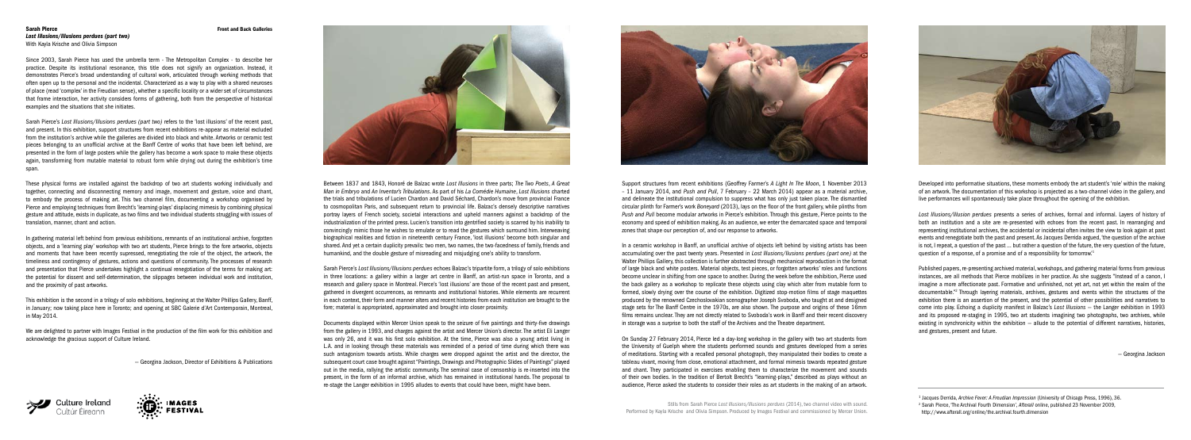**Sarah Pierce**

***Lost Illusions/Illusions perdues (part two)***

With Kayla Krische and Olivia Simpson

**Front and Back Galleries**

Since 2003, Sarah Pierce has used the umbrella term - The Metropolitan Complex - to describe her practice. Despite its institutional resonance, this title does not signify an organization. Instead, it demonstrates Pierce's broad understanding of cultural work, articulated through working methods that often open up to the personal and the incidental. Characterized as a way to play with a shared neuroses of place (read 'complex' in the Freudian sense), whether a specific locality or a wider set of circumstances that frame interaction, her activity considers forms of gathering, both from the perspective of historical examples and the situations that she initiates.

Sarah Pierce's *Lost Illusions/Illusions perdues (part two)* refers to the 'lost illusions' of the recent past, and present. In this exhibition, support structures from recent exhibitions re-appear as material excluded from the institution's archive while the galleries are divided into black and white. Artworks or ceramic test pieces belonging to an unofficial archive at the Banff Centre of works that have been left behind, are presented in the form of large posters while the gallery has become a work space to make these objects again, transforming from mutable material to robust form while drying out during the exhibition's time span.

These physical forms are installed against the backdrop of two art students working individually and together, connecting and disconnecting memory and image, movement and gesture, voice and chant, to embody the process of making art. This two channel film, documenting a workshop organised by Pierce and employing techniques from Brecht's 'learning-plays' displacing mimesis by combining physical gesture and attitude, exists in duplicate, as two films and two individual students struggling with issues of translation, manner, chant and action.

In gathering material left behind from previous exhibitions, remnants of an institutional archive, forgotten objects, and a 'learning play' workshop with two art students, Pierce brings to the fore artworks, objects and moments that have been recently supressed, renegotiating the role of the object, the artwork, the timeliness and contingency of gestures, actions and questions of community. The processes of research and presentation that Pierce undertakes highlight a continual renegotiation of the terms for making art: the potential for dissent and self-determination, the slippages between individual work and institution, and the proximity of past artworks.

This exhibition is the second in a trilogy of solo exhibitions, beginning at the Walter Phillips Gallery, Banff, in January; now taking place here in Toronto; and opening at SBC Galerie d'Art Contemporain, Montreal, in May 2014.

We are delighted to partner with Images Festival in the production of the film work for this exhibition and acknowledge the gracious support of Culture Ireland.

— Georgina Jackson, Director of Exhibitions & Publications

Between 1837 and 1843, Honoré de Balzac wrote *Lost Illusions* in three parts; *The Two Poets*, *A Great Man in Embryo* and *An Inventor's Tribulations*. As part of his *La Comédie Humaine*, *Lost Illusions* charted the trials and tribulations of Lucien Chardon and David Séchard. Chardon's move from provincial France to cosmopolitan Paris, and subsequent return to provincial life. Balzac's densely descriptive narratives portray layers of French society, societal interactions and upheld manners against a backdrop of the industrialization of the printed press. Lucien's transition into gentrified society is scarred by his inability to convincingly mimic those he wishes to emulate or to read the gestures which surround him. Interweaving biographical realities and fiction in nineteenth century France, 'lost illusions' become both singular and shared. And yet a certain duplicity prevails: two men, two names, the two-facedness of family, friends and humankind, and the double gesture of misreading and misjudging one's ability to transform.

Sarah Pierce's *Lost Illusions/Illusions perdues* echoes Balzac's tripartite form, a trilogy of solo exhibitions in three locations: a gallery within a larger art centre in Banff, an artist-run space in Toronto, and a research and gallery space in Montreal. Pierce's 'lost illusions' are those of the recent past and present, gathered in divergent occurrences, as remnants and institutional histories. While elements are recurrent in each context, their form and manner alters and recent histories from each institution are brought to the fore; material is appropriated, approximated and brought into closer proximity.

Documents displayed within Mercer Union speak to the seizure of five paintings and thirty-five drawings from the gallery in 1993, and charges against the artist and Mercer Union's director. The artist Eli Langer was only 26, and it was his first solo exhibition. At the time, Pierce was also a young artist living in L.A. and in looking through these materials was reminded of a period of time during which there was such antagonism towards artists. While charges were dropped against the artist and the director, the subsequent court case brought against "Paintings, Drawings and Photographic Slides of Paintings" played out in the media, rallying the artistic community. The seminal case of censorship is re-inserted into the present, in the form of an informal archive, which has remained in institutional hands. The proposal to re-stage the Langer exhibition in 1995 alludes to events that could have been, might have been.

Support structures from recent exhibitions (Geoffrey Farmer's *A Light In The Moon*, 1 November 2013 – 11 January 2014, and *Push and Pull*, 7 February – 22 March 2014) appear as a material archive, and delineate the institutional compulsion to suppress what has only just taken place. The dismantled circular plinth for Farmer's work *Boneyard* (2013), lays on the floor of the front gallery, while plinths from *Push and Pull* become modular artworks in Pierce's exhibition. Through this gesture, Pierce points to the economy and speed of exhibition making. As an audience, we enter the demarcated space and temporal zones that shape our perception of, and our response to artworks.

In a ceramic workshop in Banff, an unofficial archive of objects left behind by visiting artists has been accumulating over the past twenty years. Presented in *Lost Illusions/Illusions perdues (part one)* at the Walter Phillips Gallery, this collection is further abstracted through mechanical reproduction in the format of large black and white posters. Material objects, test pieces, or forgotten artworks' roles and functions become unclear in shifting from one space to another. During the week before the exhibition, Pierce used the back gallery as a workshop to replicate these objects using clay which alter from mutable form to formed, slowly drying over the course of the exhibition. Digitized stop-motion films of stage maquettes produced by the renowned Czechoslovakian scenographer Joseph Svoboda, who taught at and designed stage sets for The Banff Centre in the 1970s, are also shown. The purpose and origins of these 16mm films remains unclear. They are not directly related to Svoboda's work in Banff and their recent discovery in storage was a surprise to both the staff of the Archives and the Theatre department.

On Sunday 27 February 2014, Pierce led a day-long workshop in the gallery with two art students from the University of Guelph where the students performed sounds and gestures developed from a series of meditations. Starting with a recalled personal photograph, they manipulated their bodies to create a tableau vivant, moving from close, emotional attachment, and formal mimesis towards repeated gesture and chant. They participated in exercises enabling them to characterize the movement and sounds of their own bodies. In the tradition of Bertolt Brecht's "learning-plays," described as plays without an audience, Pierce asked the students to consider their roles as art students in the making of an artwork.

Stills from Sarah Pierce *Lost Illusions/Illusions perdues* (2014), two channel video with sound. Performed by Kayla Krische and Olivia Simpson. Produced by Images Festival and commissioned by Mercer Union.

Developed into performative situations, these moments embody the art student's 'role' within the making of an artwork. The documentation of this workshop is projected as a two-channel video in the gallery, and live performances will spontaneously take place throughout the opening of the exhibition.

*Lost Illusions/Illusion perdues* presents a series of archives, formal and informal. Layers of history of both an institution and a site are re-presented with echoes from the recent past. In rearranging and representing institutional archives, the accidental or incidental often invites the view to look again at past events and renegotiate both the past and present. As Jacques Derrida argued, 'the question of the archive is not, I repeat, a question of the past … but rather a question of the future, the very question of the future, question of a response, of a promise and of a responsibility for tomorrow.'[1]

Published papers, re-presenting archived material, workshops, and gathering material forms from previous instances, are all methods that Pierce mobilizes in her practice. As she suggests "Instead of a canon, I imagine a more affectionate past. Formative and unfinished, not yet art, not yet within the realm of the documentable."[2] Through layering materials, archives, gestures and events within the structures of the exhibition there is an assertion of the present, and the potential of other possibilities and narratives to come into play. Echoing a duplicity manifest in Balzac's *Lost Illusions* — the Langer exhibition in 1993 and its proposed re-staging in 1995, two art students imagining two photographs, two archives, while existing in synchronicity within the exhibition — allude to the potential of different narratives, histories, and gestures, present and future.

— Georgina Jackson

[1] Jacques Derrida, *Archive Fever: A Freudian Impression* (University of Chicago Press, 1996), 36.

[2] Sarah Pierce, 'The Archival Fourth Dimension', *Afterall* online, published 23 November 2009, http://www.afterall.org/online/the.archival.fourth.dimension

Culture Ireland / Cultúr Éireann

IMAGES FESTIVAL